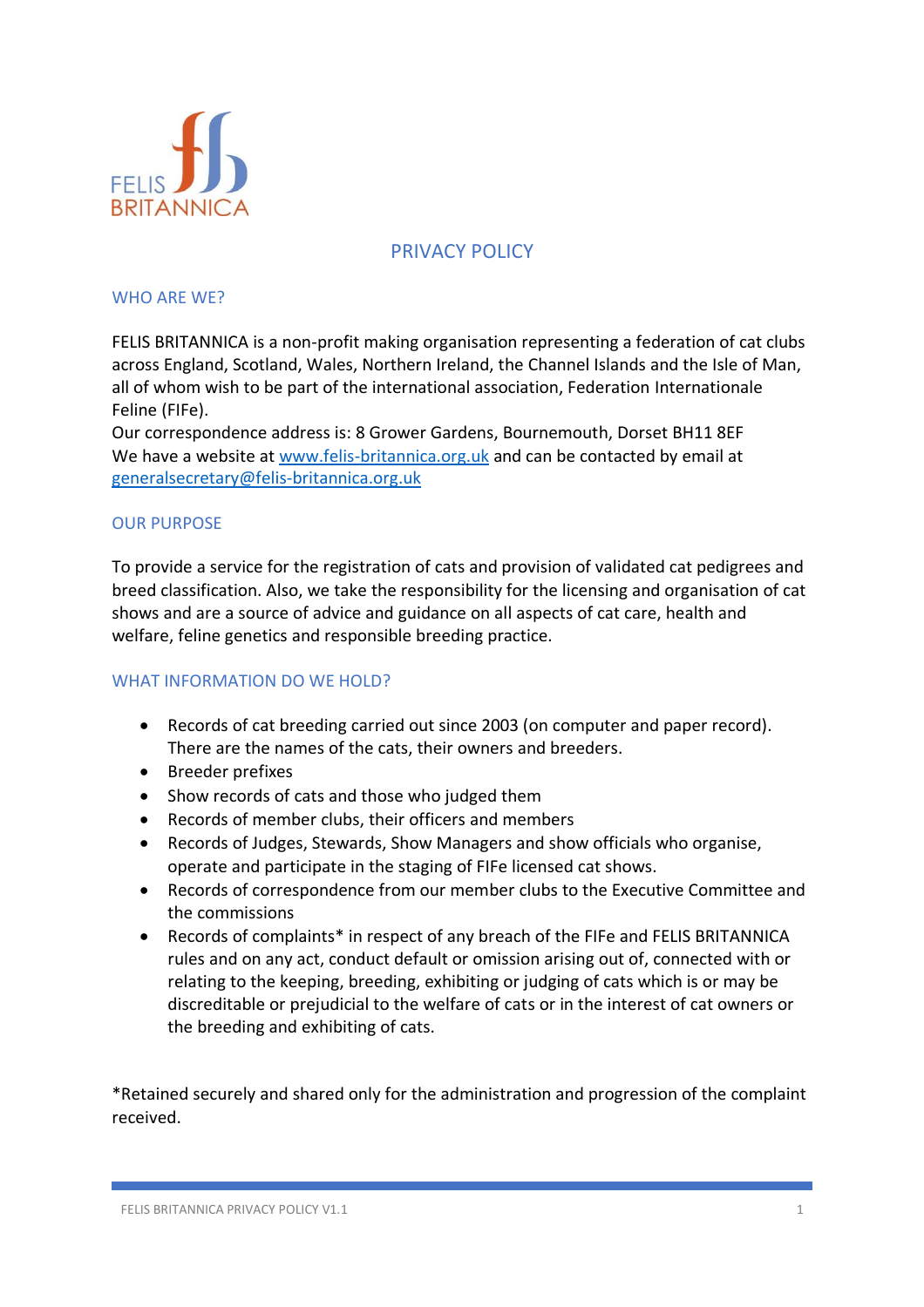FELIS BRITANNICA

# PRIVACY POLICY

## WHO ARE WE?

FELIS BRITANNICA is a non-profit making organisation representing a federation of cat clubs across England, Scotland, Wales, Northern Ireland, the Channel Islands and the Isle of Man, all of whom wish to be part of the international association, Federation Internationale Feline (FIFe).
Our correspondence address is: 8 Grower Gardens, Bournemouth, Dorset BH11 8EF
We have a website at [www.felis-britannica.org.uk](http://www.felis-britannica.org.uk) and can be contacted by email at [generalsecretary@felis-britannica.org.uk](mailto:generalsecretary@felis-britannica.org.uk)

## OUR PURPOSE

To provide a service for the registration of cats and provision of validated cat pedigrees and breed classification. Also, we take the responsibility for the licensing and organisation of cat shows and are a source of advice and guidance on all aspects of cat care, health and welfare, feline genetics and responsible breeding practice.

## WHAT INFORMATION DO WE HOLD?

- Records of cat breeding carried out since 2003 (on computer and paper record). There are the names of the cats, their owners and breeders.
- Breeder prefixes
- Show records of cats and those who judged them
- Records of member clubs, their officers and members
- Records of Judges, Stewards, Show Managers and show officials who organise, operate and participate in the staging of FIFe licensed cat shows.
- Records of correspondence from our member clubs to the Executive Committee and the commissions
- Records of complaints* in respect of any breach of the FIFe and FELIS BRITANNICA rules and on any act, conduct default or omission arising out of, connected with or relating to the keeping, breeding, exhibiting or judging of cats which is or may be discreditable or prejudicial to the welfare of cats or in the interest of cat owners or the breeding and exhibiting of cats.

*Retained securely and shared only for the administration and progression of the complaint received.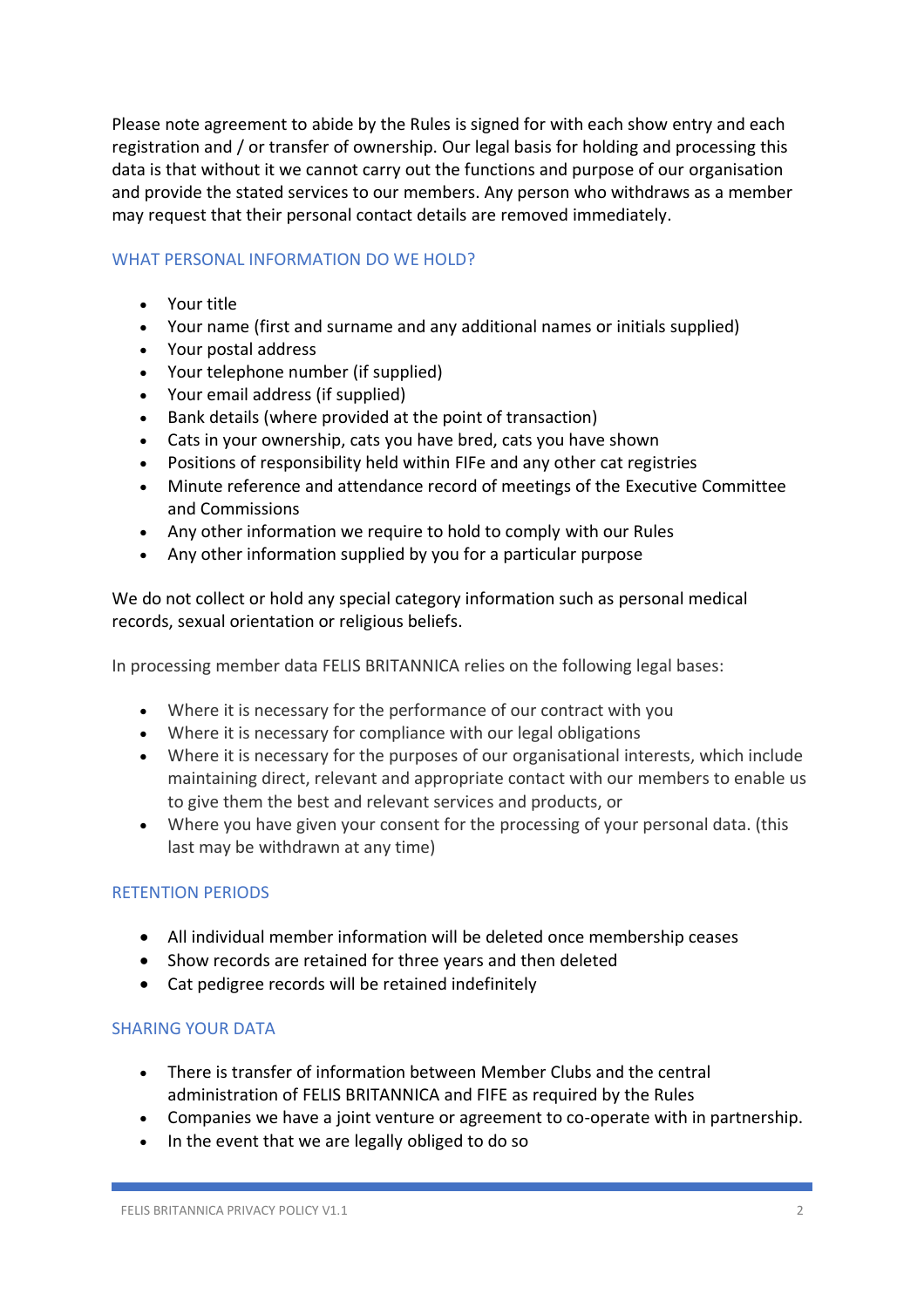Please note agreement to abide by the Rules is signed for with each show entry and each registration and / or transfer of ownership. Our legal basis for holding and processing this data is that without it we cannot carry out the functions and purpose of our organisation and provide the stated services to our members. Any person who withdraws as a member may request that their personal contact details are removed immediately.

## WHAT PERSONAL INFORMATION DO WE HOLD?

- Your title
- Your name (first and surname and any additional names or initials supplied)
- Your postal address
- Your telephone number (if supplied)
- Your email address (if supplied)
- Bank details (where provided at the point of transaction)
- Cats in your ownership, cats you have bred, cats you have shown
- Positions of responsibility held within FIFe and any other cat registries
- Minute reference and attendance record of meetings of the Executive Committee and Commissions
- Any other information we require to hold to comply with our Rules
- Any other information supplied by you for a particular purpose

We do not collect or hold any special category information such as personal medical records, sexual orientation or religious beliefs.

In processing member data FELIS BRITANNICA relies on the following legal bases:

- Where it is necessary for the performance of our contract with you
- Where it is necessary for compliance with our legal obligations
- Where it is necessary for the purposes of our organisational interests, which include maintaining direct, relevant and appropriate contact with our members to enable us to give them the best and relevant services and products, or
- Where you have given your consent for the processing of your personal data. (this last may be withdrawn at any time)

## RETENTION PERIODS

- All individual member information will be deleted once membership ceases
- Show records are retained for three years and then deleted
- Cat pedigree records will be retained indefinitely

## SHARING YOUR DATA

- There is transfer of information between Member Clubs and the central administration of FELIS BRITANNICA and FIFE as required by the Rules
- Companies we have a joint venture or agreement to co-operate with in partnership.
- In the event that we are legally obliged to do so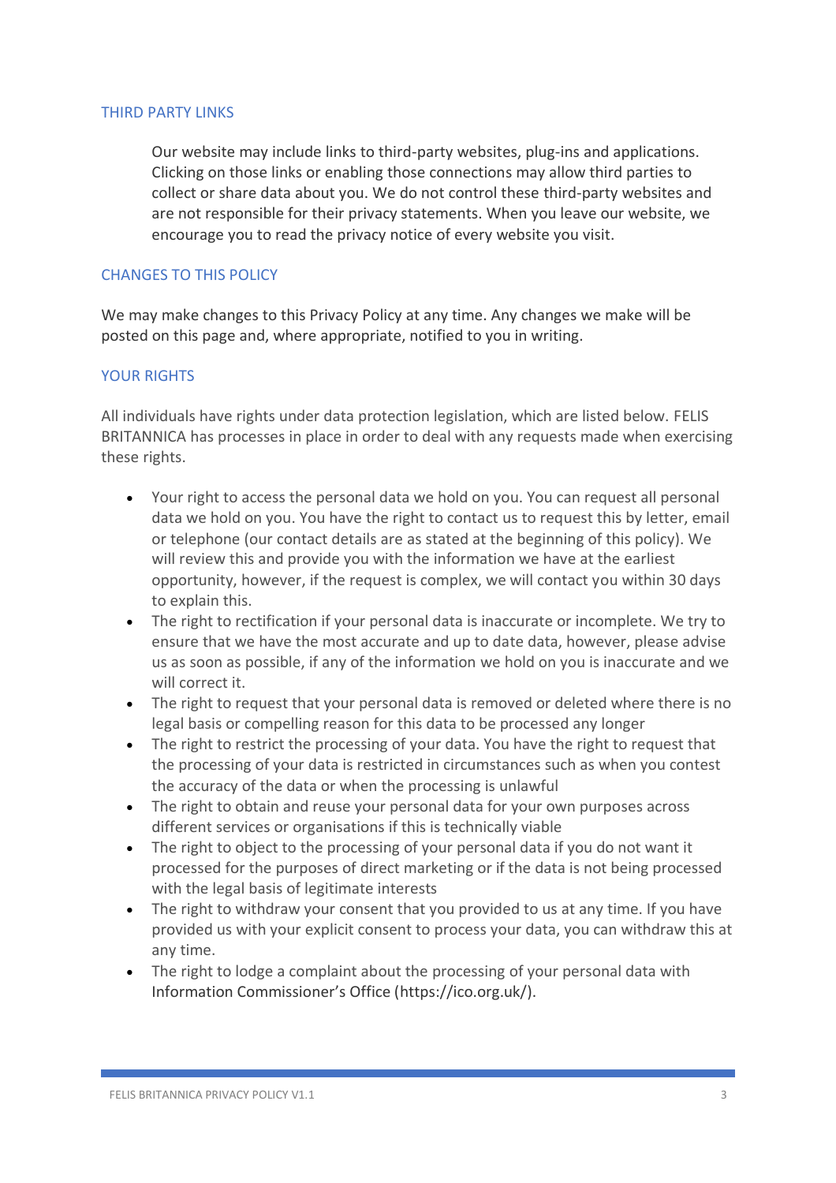## THIRD PARTY LINKS

Our website may include links to third-party websites, plug-ins and applications. Clicking on those links or enabling those connections may allow third parties to collect or share data about you. We do not control these third-party websites and are not responsible for their privacy statements. When you leave our website, we encourage you to read the privacy notice of every website you visit.

## CHANGES TO THIS POLICY

We may make changes to this Privacy Policy at any time. Any changes we make will be posted on this page and, where appropriate, notified to you in writing.

## YOUR RIGHTS

All individuals have rights under data protection legislation, which are listed below. FELIS BRITANNICA has processes in place in order to deal with any requests made when exercising these rights.

- Your right to access the personal data we hold on you. You can request all personal data we hold on you. You have the right to contact us to request this by letter, email or telephone (our contact details are as stated at the beginning of this policy). We will review this and provide you with the information we have at the earliest opportunity, however, if the request is complex, we will contact you within 30 days to explain this.
- The right to rectification if your personal data is inaccurate or incomplete. We try to ensure that we have the most accurate and up to date data, however, please advise us as soon as possible, if any of the information we hold on you is inaccurate and we will correct it.
- The right to request that your personal data is removed or deleted where there is no legal basis or compelling reason for this data to be processed any longer
- The right to restrict the processing of your data. You have the right to request that the processing of your data is restricted in circumstances such as when you contest the accuracy of the data or when the processing is unlawful
- The right to obtain and reuse your personal data for your own purposes across different services or organisations if this is technically viable
- The right to object to the processing of your personal data if you do not want it processed for the purposes of direct marketing or if the data is not being processed with the legal basis of legitimate interests
- The right to withdraw your consent that you provided to us at any time. If you have provided us with your explicit consent to process your data, you can withdraw this at any time.
- The right to lodge a complaint about the processing of your personal data with Information Commissioner's Office (https://ico.org.uk/).